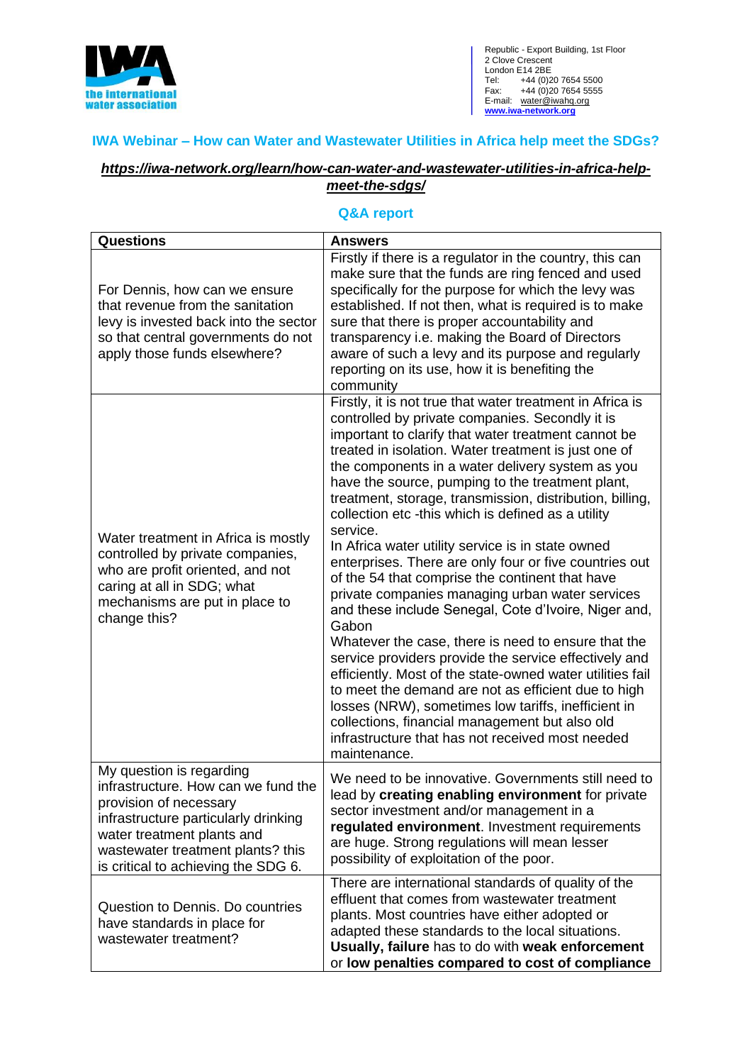the international water association

Republic - Export Building, 1st Floor
2 Clove Crescent
London E14 2BE
Tel: +44 (0)20 7654 5500
Fax: +44 (0)20 7654 5555
E-mail: water@iwahq.org
www.iwa-network.org

## IWA Webinar – How can Water and Wastewater Utilities in Africa help meet the SDGs?

***https://iwa-network.org/learn/how-can-water-and-wastewater-utilities-in-africa-help-meet-the-sdgs/***

### Q&A report

| Questions | Answers |
|---|---|
| For Dennis, how can we ensure that revenue from the sanitation levy is invested back into the sector so that central governments do not apply those funds elsewhere? | Firstly if there is a regulator in the country, this can make sure that the funds are ring fenced and used specifically for the purpose for which the levy was established. If not then, what is required is to make sure that there is proper accountability and transparency i.e. making the Board of Directors aware of such a levy and its purpose and regularly reporting on its use, how it is benefiting the community |
| Water treatment in Africa is mostly controlled by private companies, who are profit oriented, and not caring at all in SDG; what mechanisms are put in place to change this? | Firstly, it is not true that water treatment in Africa is controlled by private companies. Secondly it is important to clarify that water treatment cannot be treated in isolation. Water treatment is just one of the components in a water delivery system as you have the source, pumping to the treatment plant, treatment, storage, transmission, distribution, billing, collection etc -this which is defined as a utility service.<br>In Africa water utility service is in state owned enterprises. There are only four or five countries out of the 54 that comprise the continent that have private companies managing urban water services and these include Senegal, Cote d'Ivoire, Niger and, Gabon<br>Whatever the case, there is need to ensure that the service providers provide the service effectively and efficiently. Most of the state-owned water utilities fail to meet the demand are not as efficient due to high losses (NRW), sometimes low tariffs, inefficient in collections, financial management but also old infrastructure that has not received most needed maintenance. |
| My question is regarding infrastructure. How can we fund the provision of necessary infrastructure particularly drinking water treatment plants and wastewater treatment plants? this is critical to achieving the SDG 6. | We need to be innovative. Governments still need to lead by **creating enabling environment** for private sector investment and/or management in a **regulated environment**. Investment requirements are huge. Strong regulations will mean lesser possibility of exploitation of the poor. |
| Question to Dennis. Do countries have standards in place for wastewater treatment? | There are international standards of quality of the effluent that comes from wastewater treatment plants. Most countries have either adopted or adapted these standards to the local situations. **Usually, failure** has to do with **weak enforcement** or **low penalties compared to cost of compliance** |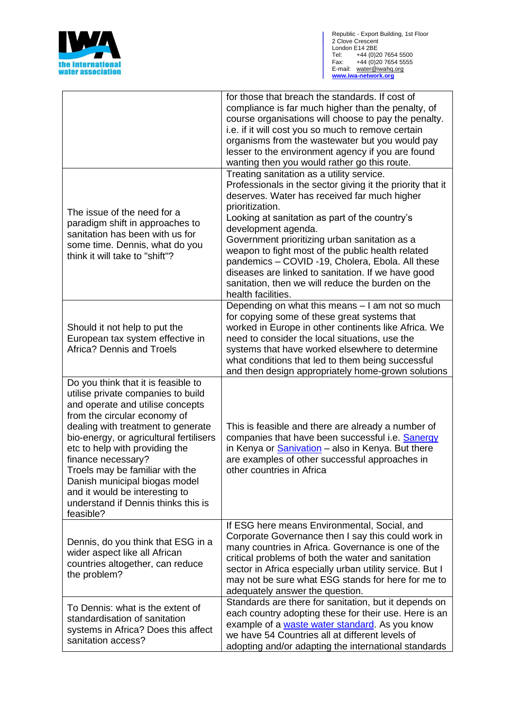| | |
|---|---|
| | for those that breach the standards. If cost of compliance is far much higher than the penalty, of course organisations will choose to pay the penalty. i.e. if it will cost you so much to remove certain organisms from the wastewater but you would pay lesser to the environment agency if you are found wanting then you would rather go this route. |
| The issue of the need for a paradigm shift in approaches to sanitation has been with us for some time. Dennis, what do you think it will take to "shift"? | Treating sanitation as a utility service.<br>Professionals in the sector giving it the priority that it deserves. Water has received far much higher prioritization.<br>Looking at sanitation as part of the country's development agenda.<br>Government prioritizing urban sanitation as a weapon to fight most of the public health related pandemics – COVID -19, Cholera, Ebola. All these diseases are linked to sanitation. If we have good sanitation, then we will reduce the burden on the health facilities. |
| Should it not help to put the European tax system effective in Africa? Dennis and Troels | Depending on what this means – I am not so much for copying some of these great systems that worked in Europe in other continents like Africa. We need to consider the local situations, use the systems that have worked elsewhere to determine what conditions that led to them being successful and then design appropriately home-grown solutions |
| Do you think that it is feasible to utilise private companies to build and operate and utilise concepts from the circular economy of dealing with treatment to generate bio-energy, or agricultural fertilisers etc to help with providing the finance necessary?<br>Troels may be familiar with the Danish municipal biogas model and it would be interesting to understand if Dennis thinks this is feasible? | This is feasible and there are already a number of companies that have been successful i.e. Sanergy in Kenya or Sanivation – also in Kenya. But there are examples of other successful approaches in other countries in Africa |
| Dennis, do you think that ESG in a wider aspect like all African countries altogether, can reduce the problem? | If ESG here means Environmental, Social, and Corporate Governance then I say this could work in many countries in Africa. Governance is one of the critical problems of both the water and sanitation sector in Africa especially urban utility service. But I may not be sure what ESG stands for here for me to adequately answer the question. |
| To Dennis: what is the extent of standardisation of sanitation systems in Africa? Does this affect sanitation access? | Standards are there for sanitation, but it depends on each country adopting these for their use. Here is an example of a waste water standard. As you know we have 54 Countries all at different levels of adopting and/or adapting the international standards |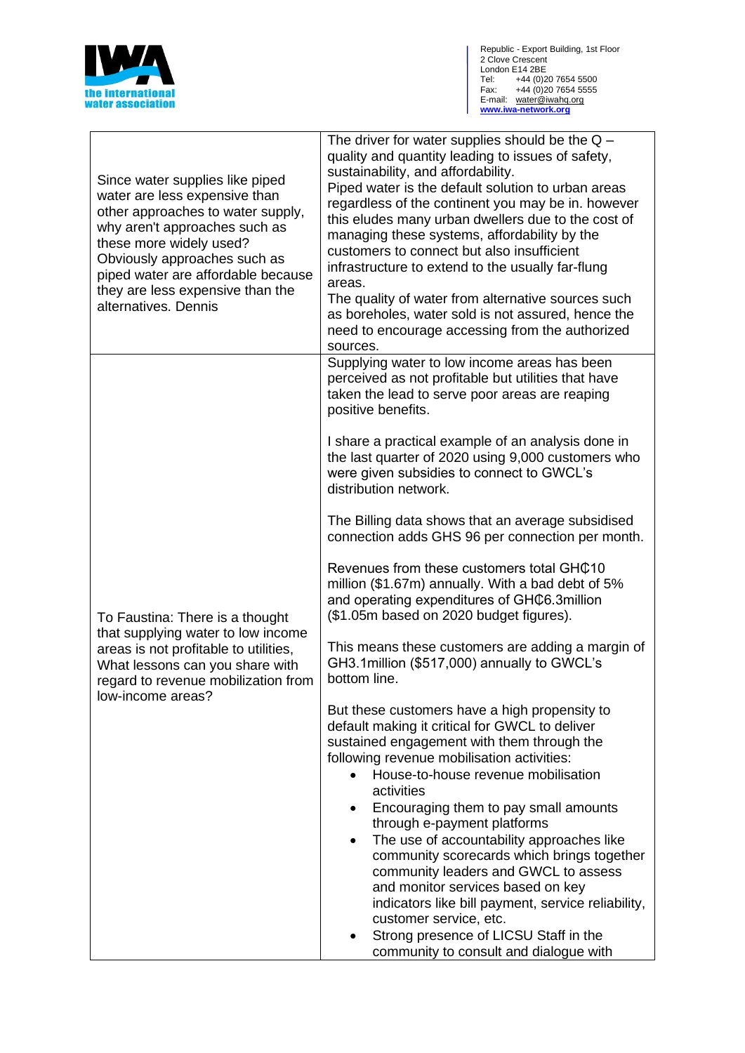| | |
|---|---|
| Since water supplies like piped water are less expensive than other approaches to water supply, why aren't approaches such as these more widely used? Obviously approaches such as piped water are affordable because they are less expensive than the alternatives. Dennis | The driver for water supplies should be the Q – quality and quantity leading to issues of safety, sustainability, and affordability.<br>Piped water is the default solution to urban areas regardless of the continent you may be in. however this eludes many urban dwellers due to the cost of managing these systems, affordability by the customers to connect but also insufficient infrastructure to extend to the usually far-flung areas.<br>The quality of water from alternative sources such as boreholes, water sold is not assured, hence the need to encourage accessing from the authorized sources. |
| To Faustina: There is a thought that supplying water to low income areas is not profitable to utilities, What lessons can you share with regard to revenue mobilization from low-income areas? | Supplying water to low income areas has been perceived as not profitable but utilities that have taken the lead to serve poor areas are reaping positive benefits.<br><br>I share a practical example of an analysis done in the last quarter of 2020 using 9,000 customers who were given subsidies to connect to GWCL's distribution network.<br><br>The Billing data shows that an average subsidised connection adds GHS 96 per connection per month.<br><br>Revenues from these customers total GH₵10 million ($1.67m) annually. With a bad debt of 5% and operating expenditures of GH₵6.3million ($1.05m based on 2020 budget figures).<br><br>This means these customers are adding a margin of GH3.1million ($517,000) annually to GWCL's bottom line.<br><br>But these customers have a high propensity to default making it critical for GWCL to deliver sustained engagement with them through the following revenue mobilisation activities:<br>• House-to-house revenue mobilisation activities<br>• Encouraging them to pay small amounts through e-payment platforms<br>• The use of accountability approaches like community scorecards which brings together community leaders and GWCL to assess and monitor services based on key indicators like bill payment, service reliability, customer service, etc.<br>• Strong presence of LICSU Staff in the community to consult and dialogue with |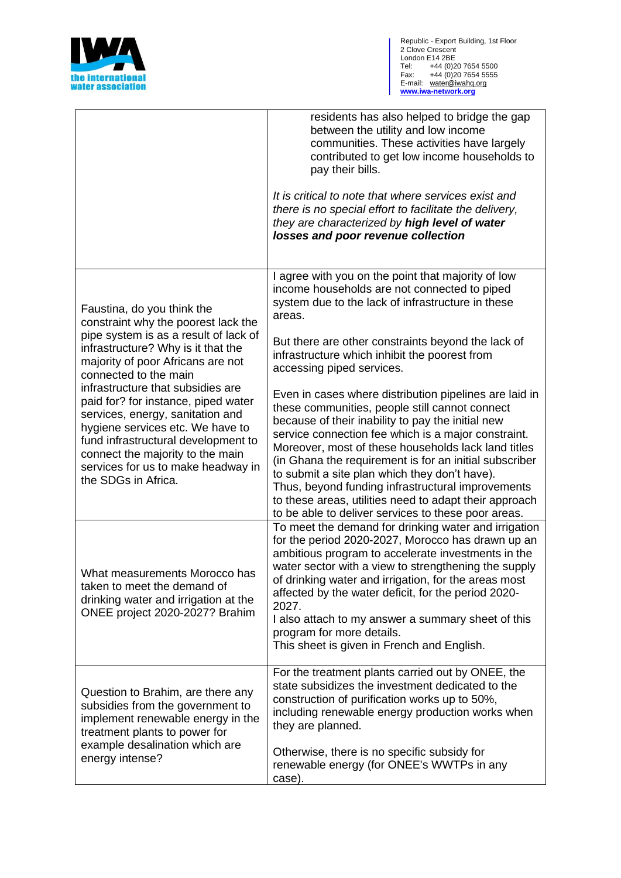| | |
|---|---|
| | residents has also helped to bridge the gap between the utility and low income communities. These activities have largely contributed to get low income households to pay their bills.<br><br>*It is critical to note that where services exist and there is no special effort to facilitate the delivery, they are characterized by* ***high level of water losses and poor revenue collection*** |
| Faustina, do you think the constraint why the poorest lack the pipe system is as a result of lack of infrastructure? Why is it that the majority of poor Africans are not connected to the main infrastructure that subsidies are paid for? for instance, piped water services, energy, sanitation and hygiene services etc. We have to fund infrastructural development to connect the majority to the main services for us to make headway in the SDGs in Africa. | I agree with you on the point that majority of low income households are not connected to piped system due to the lack of infrastructure in these areas.<br><br>But there are other constraints beyond the lack of infrastructure which inhibit the poorest from accessing piped services.<br><br>Even in cases where distribution pipelines are laid in these communities, people still cannot connect because of their inability to pay the initial new service connection fee which is a major constraint. Moreover, most of these households lack land titles (in Ghana the requirement is for an initial subscriber to submit a site plan which they don't have). Thus, beyond funding infrastructural improvements to these areas, utilities need to adapt their approach to be able to deliver services to these poor areas. |
| What measurements Morocco has taken to meet the demand of drinking water and irrigation at the ONEE project 2020-2027? Brahim | To meet the demand for drinking water and irrigation for the period 2020-2027, Morocco has drawn up an ambitious program to accelerate investments in the water sector with a view to strengthening the supply of drinking water and irrigation, for the areas most affected by the water deficit, for the period 2020-2027.<br>I also attach to my answer a summary sheet of this program for more details.<br>This sheet is given in French and English. |
| Question to Brahim, are there any subsidies from the government to implement renewable energy in the treatment plants to power for example desalination which are energy intense? | For the treatment plants carried out by ONEE, the state subsidizes the investment dedicated to the construction of purification works up to 50%, including renewable energy production works when they are planned.<br><br>Otherwise, there is no specific subsidy for renewable energy (for ONEE's WWTPs in any case). |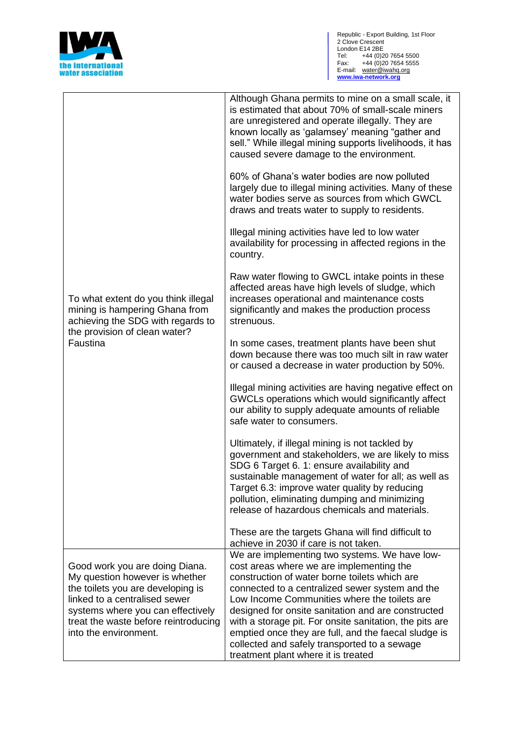| | |
|---|---|
| To what extent do you think illegal mining is hampering Ghana from achieving the SDG with regards to the provision of clean water? Faustina | Although Ghana permits to mine on a small scale, it is estimated that about 70% of small-scale miners are unregistered and operate illegally. They are known locally as 'galamsey' meaning "gather and sell." While illegal mining supports livelihoods, it has caused severe damage to the environment.<br><br>60% of Ghana's water bodies are now polluted largely due to illegal mining activities. Many of these water bodies serve as sources from which GWCL draws and treats water to supply to residents.<br><br>Illegal mining activities have led to low water availability for processing in affected regions in the country.<br><br>Raw water flowing to GWCL intake points in these affected areas have high levels of sludge, which increases operational and maintenance costs significantly and makes the production process strenuous.<br><br>In some cases, treatment plants have been shut down because there was too much silt in raw water or caused a decrease in water production by 50%.<br><br>Illegal mining activities are having negative effect on GWCLs operations which would significantly affect our ability to supply adequate amounts of reliable safe water to consumers.<br><br>Ultimately, if illegal mining is not tackled by government and stakeholders, we are likely to miss SDG 6 Target 6. 1: ensure availability and sustainable management of water for all; as well as Target 6.3: improve water quality by reducing pollution, eliminating dumping and minimizing release of hazardous chemicals and materials.<br><br>These are the targets Ghana will find difficult to achieve in 2030 if care is not taken. |
| Good work you are doing Diana. My question however is whether the toilets you are developing is linked to a centralised sewer systems where you can effectively treat the waste before reintroducing into the environment. | We are implementing two systems. We have low-cost areas where we are implementing the construction of water borne toilets which are connected to a centralized sewer system and the Low Income Communities where the toilets are designed for onsite sanitation and are constructed with a storage pit. For onsite sanitation, the pits are emptied once they are full, and the faecal sludge is collected and safely transported to a sewage treatment plant where it is treated |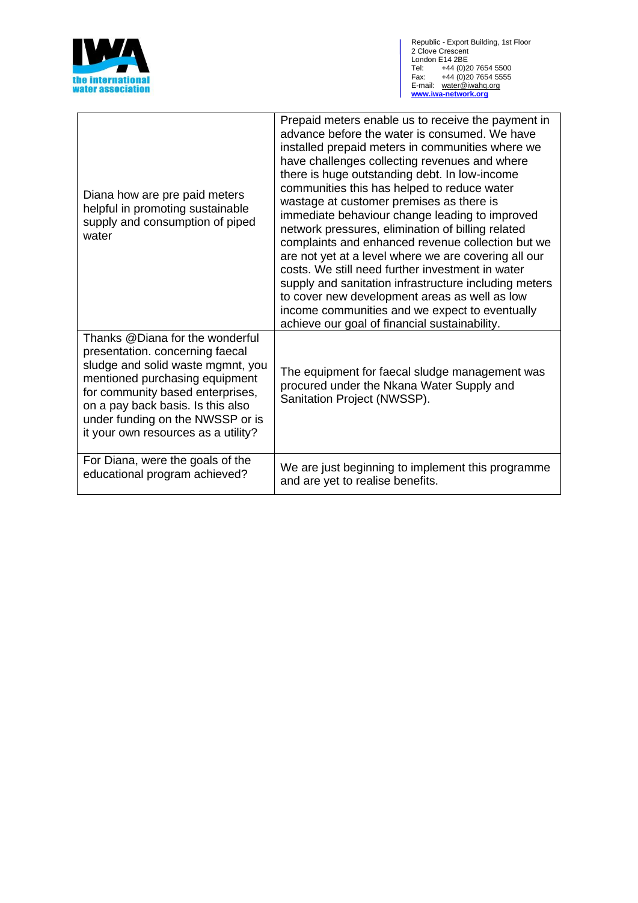| | |
|---|---|
| Diana how are pre paid meters helpful in promoting sustainable supply and consumption of piped water | Prepaid meters enable us to receive the payment in advance before the water is consumed. We have installed prepaid meters in communities where we have challenges collecting revenues and where there is huge outstanding debt. In low-income communities this has helped to reduce water wastage at customer premises as there is immediate behaviour change leading to improved network pressures, elimination of billing related complaints and enhanced revenue collection but we are not yet at a level where we are covering all our costs. We still need further investment in water supply and sanitation infrastructure including meters to cover new development areas as well as low income communities and we expect to eventually achieve our goal of financial sustainability. |
| Thanks @Diana for the wonderful presentation. concerning faecal sludge and solid waste mgmnt, you mentioned purchasing equipment for community based enterprises, on a pay back basis. Is this also under funding on the NWSSP or is it your own resources as a utility? | The equipment for faecal sludge management was procured under the Nkana Water Supply and Sanitation Project (NWSSP). |
| For Diana, were the goals of the educational program achieved? | We are just beginning to implement this programme and are yet to realise benefits. |